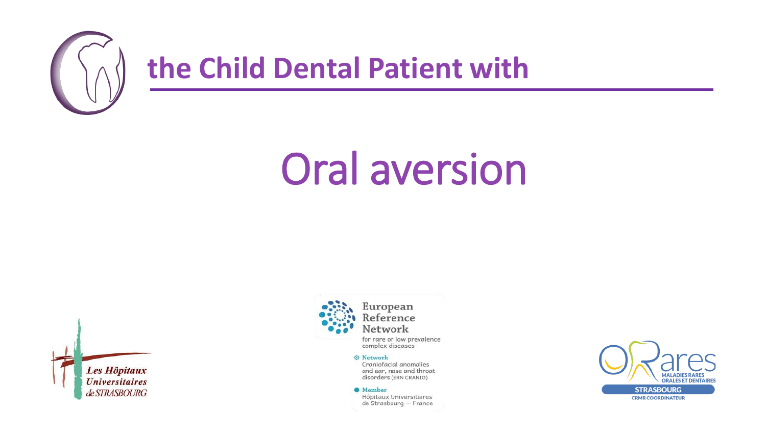# the Child Dental Patient with

# Oral aversion

Les Hôpitaux Universitaires de STRASBOURG

European Reference Network
for rare or low prevalence complex diseases

Network
Craniofacial anomalies and ear, nose and throat disorders (ERN CRANIO)

Member
Hôpitaux Universitaires de Strasbourg — France

ORares
MALADIES RARES ORALES ET DENTAIRES
STRASBOURG
CRMR COORDINATEUR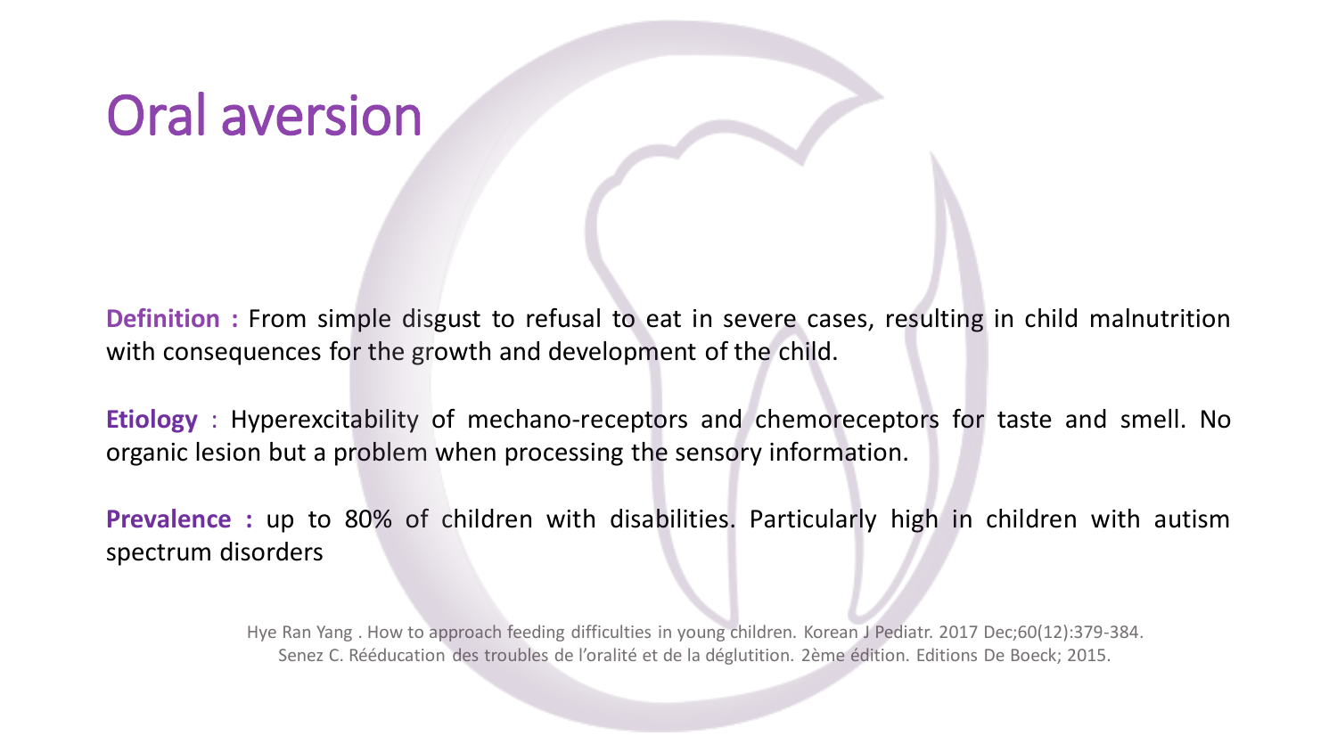# Oral aversion

**Definition :** From simple disgust to refusal to eat in severe cases, resulting in child malnutrition with consequences for the growth and development of the child.

**Etiology** : Hyperexcitability of mechano-receptors and chemoreceptors for taste and smell. No organic lesion but a problem when processing the sensory information.

**Prevalence :** up to 80% of children with disabilities. Particularly high in children with autism spectrum disorders

Hye Ran Yang . How to approach feeding difficulties in young children. Korean J Pediatr. 2017 Dec;60(12):379-384.
Senez C. Rééducation des troubles de l'oralité et de la déglutition. 2ème édition. Editions De Boeck; 2015.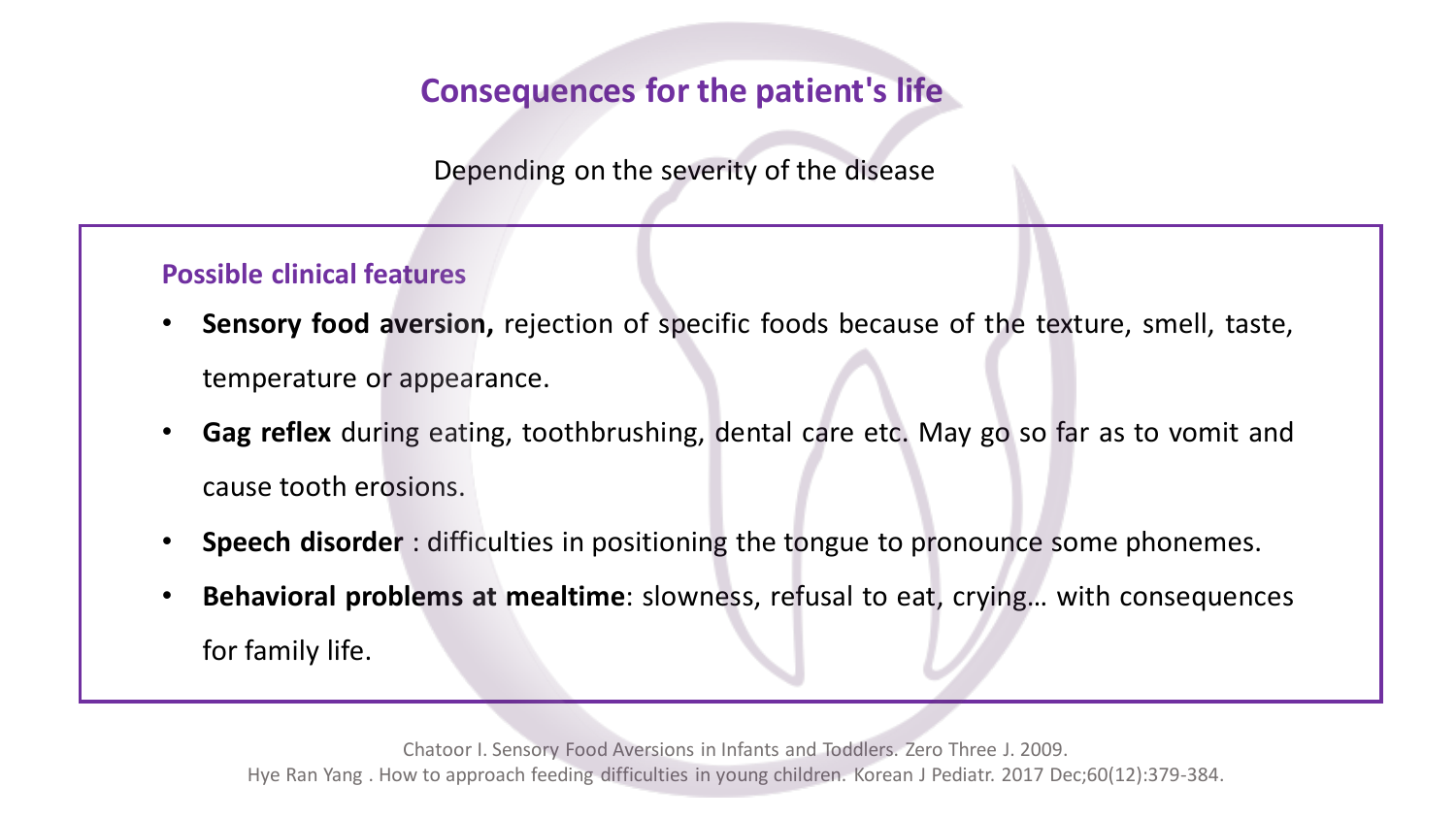## Consequences for the patient's life

Depending on the severity of the disease

### Possible clinical features

- **Sensory food aversion,** rejection of specific foods because of the texture, smell, taste, temperature or appearance.
- **Gag reflex** during eating, toothbrushing, dental care etc. May go so far as to vomit and cause tooth erosions.
- **Speech disorder** : difficulties in positioning the tongue to pronounce some phonemes.
- **Behavioral problems at mealtime**: slowness, refusal to eat, crying… with consequences for family life.

Chatoor I. Sensory Food Aversions in Infants and Toddlers. Zero Three J. 2009.
Hye Ran Yang . How to approach feeding difficulties in young children. Korean J Pediatr. 2017 Dec;60(12):379-384.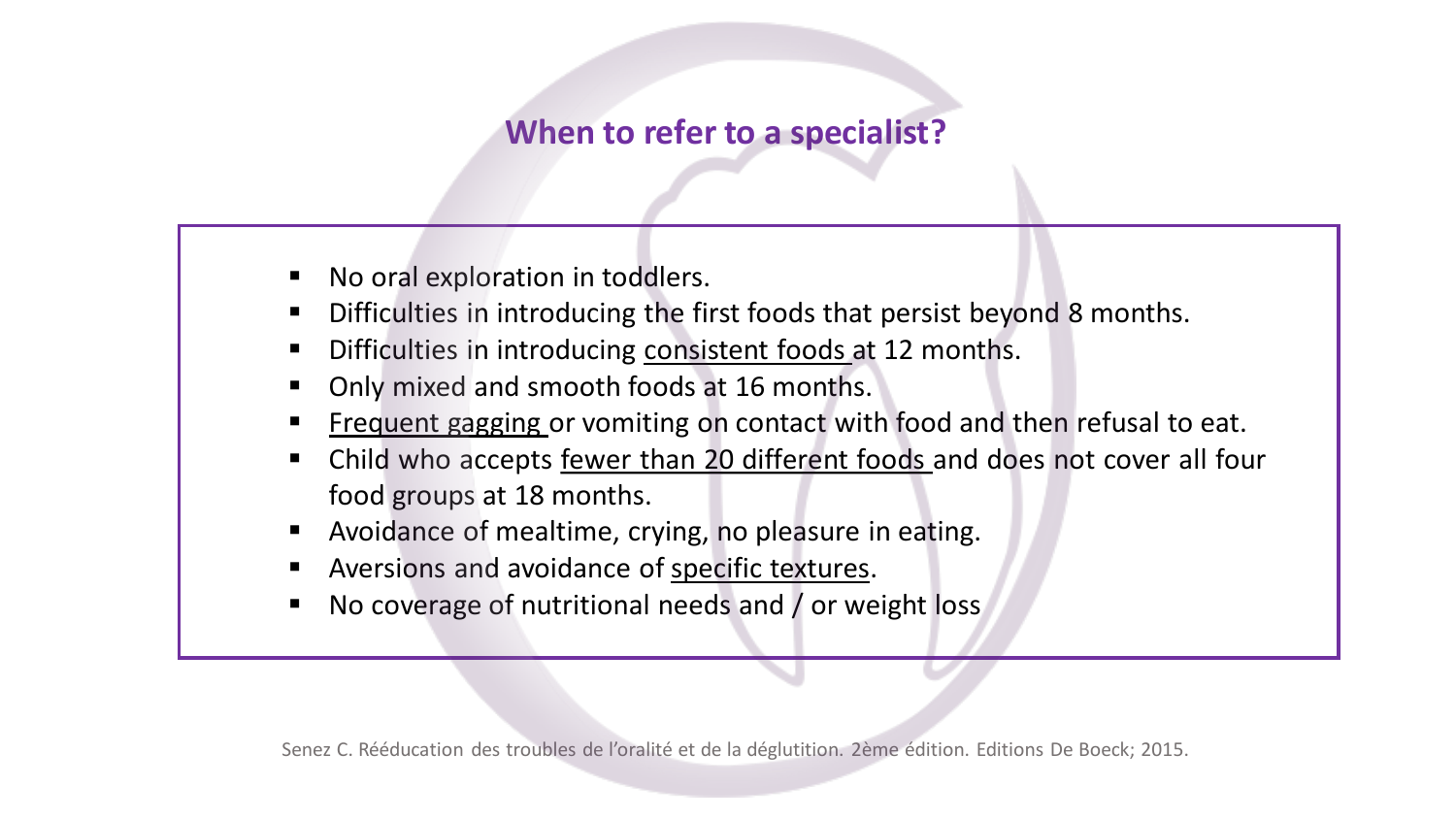## When to refer to a specialist?

- No oral exploration in toddlers.
- Difficulties in introducing the first foods that persist beyond 8 months.
- Difficulties in introducing <u>consistent foods</u> at 12 months.
- Only mixed and smooth foods at 16 months.
- <u>Frequent gagging</u> or vomiting on contact with food and then refusal to eat.
- Child who accepts <u>fewer than 20 different foods</u> and does not cover all four food groups at 18 months.
- Avoidance of mealtime, crying, no pleasure in eating.
- Aversions and avoidance of <u>specific textures</u>.
- No coverage of nutritional needs and / or weight loss

Senez C. Rééducation des troubles de l'oralité et de la déglutition. 2ème édition. Editions De Boeck; 2015.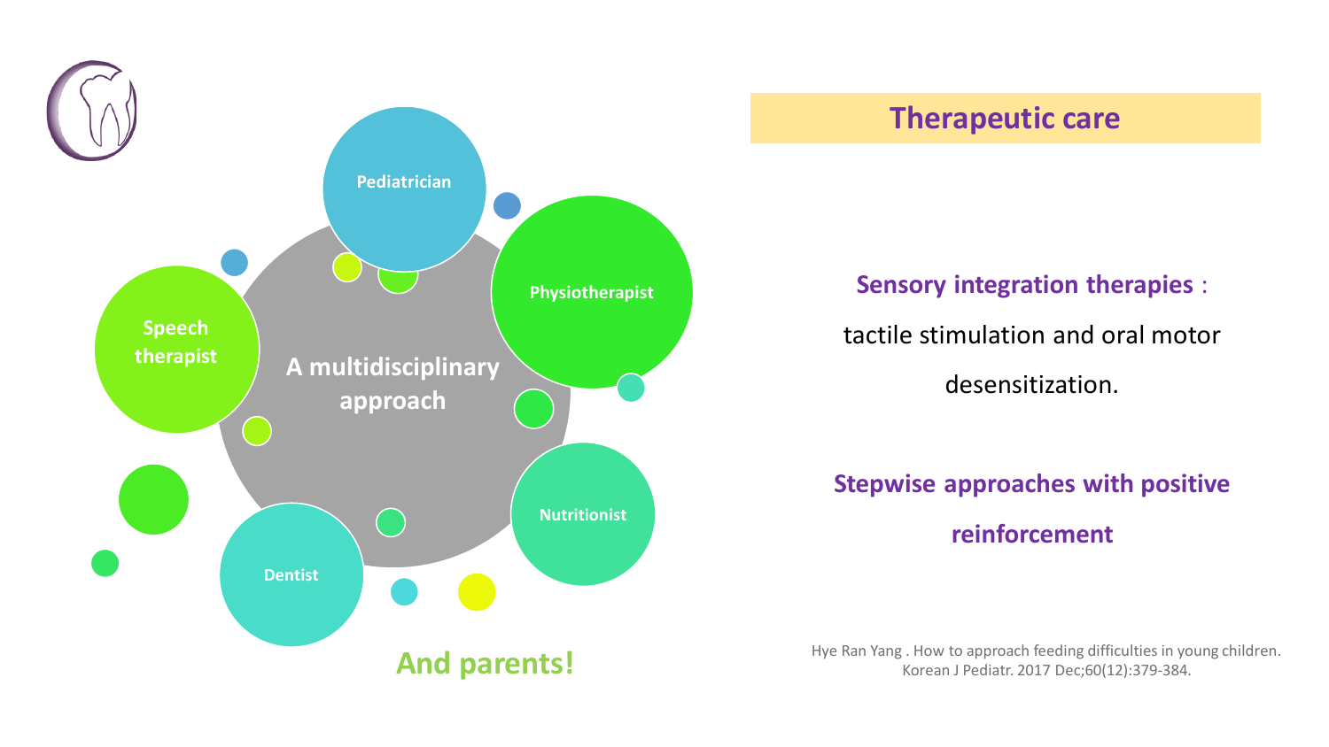A multidisciplinary approach

Pediatrician

Physiotherapist

Speech therapist

Nutritionist

Dentist

And parents!

## Therapeutic care

**Sensory integration therapies** :

tactile stimulation and oral motor desensitization.

**Stepwise approaches with positive reinforcement**

Hye Ran Yang . How to approach feeding difficulties in young children. Korean J Pediatr. 2017 Dec;60(12):379-384.